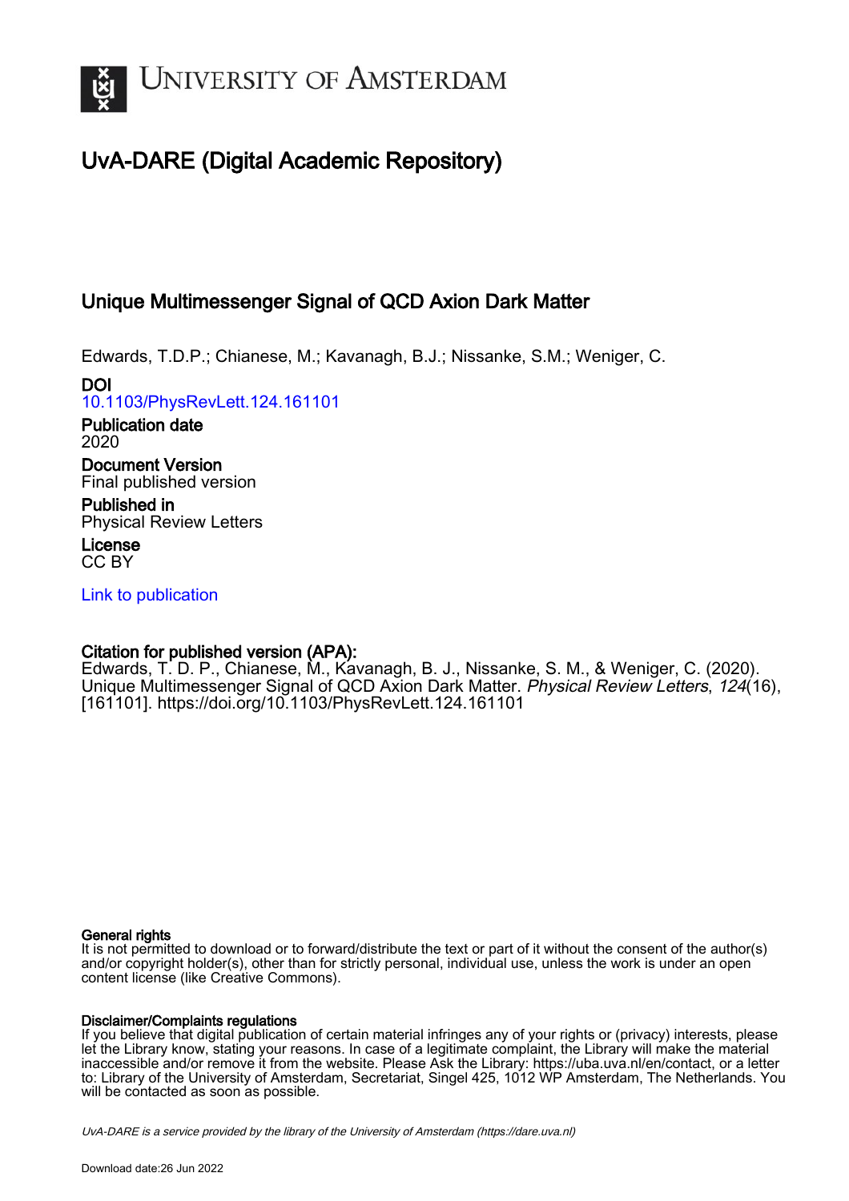# UvA-DARE (Digital Academic Repository)

## Unique Multimessenger Signal of QCD Axion Dark Matter

Edwards, T.D.P.; Chianese, M.; Kavanagh, B.J.; Nissanke, S.M.; Weniger, C.

**DOI**
10.1103/PhysRevLett.124.161101

**Publication date**
2020

**Document Version**
Final published version

**Published in**
Physical Review Letters

**License**
CC BY

Link to publication

**Citation for published version (APA):**
Edwards, T. D. P., Chianese, M., Kavanagh, B. J., Nissanke, S. M., & Weniger, C. (2020). Unique Multimessenger Signal of QCD Axion Dark Matter. *Physical Review Letters*, *124*(16), [161101]. https://doi.org/10.1103/PhysRevLett.124.161101

**General rights**
It is not permitted to download or to forward/distribute the text or part of it without the consent of the author(s) and/or copyright holder(s), other than for strictly personal, individual use, unless the work is under an open content license (like Creative Commons).

**Disclaimer/Complaints regulations**
If you believe that digital publication of certain material infringes any of your rights or (privacy) interests, please let the Library know, stating your reasons. In case of a legitimate complaint, the Library will make the material inaccessible and/or remove it from the website. Please Ask the Library: https://uba.uva.nl/en/contact, or a letter to: Library of the University of Amsterdam, Secretariat, Singel 425, 1012 WP Amsterdam, The Netherlands. You will be contacted as soon as possible.

*UvA-DARE is a service provided by the library of the University of Amsterdam (https://dare.uva.nl)*

Download date:26 Jun 2022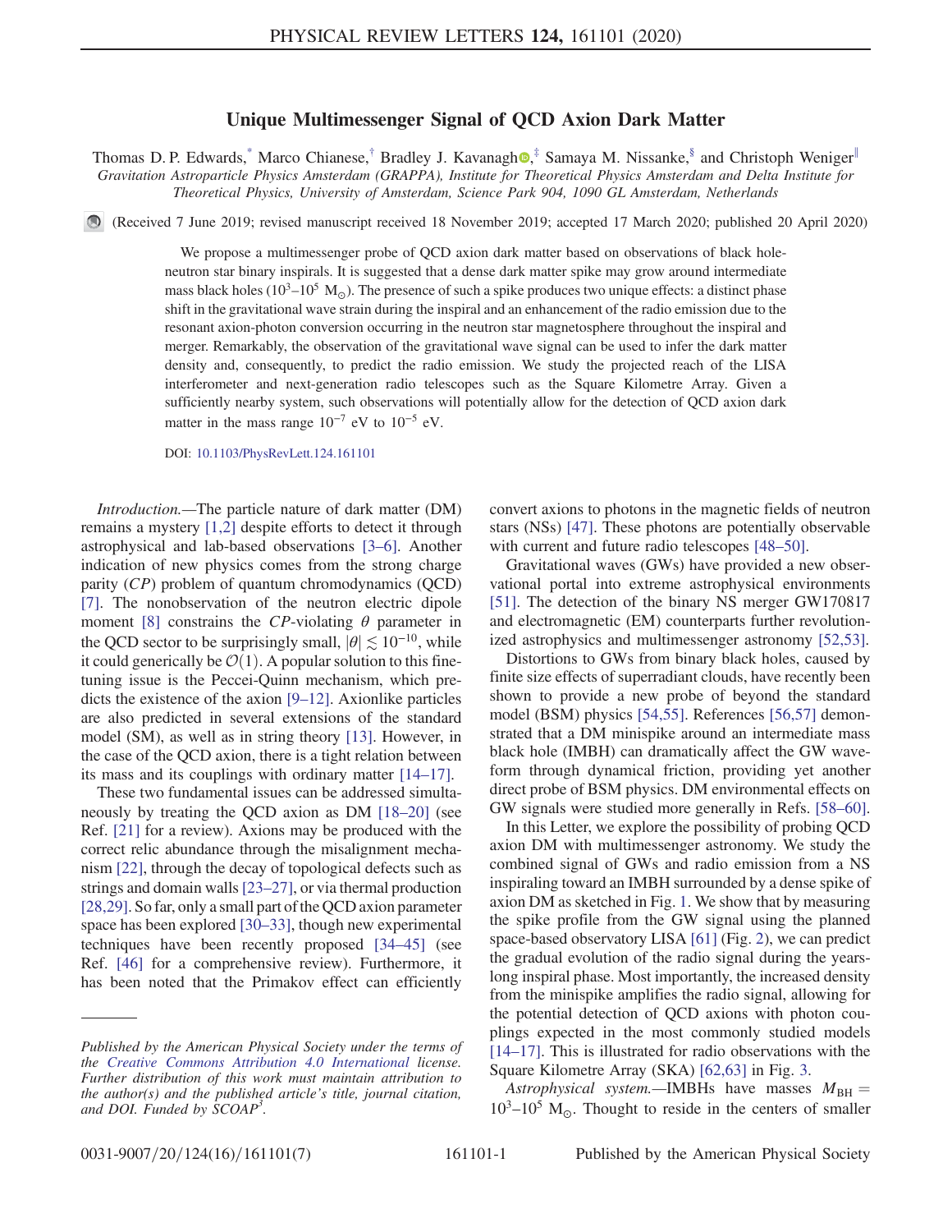# Unique Multimessenger Signal of QCD Axion Dark Matter

Thomas D. P. Edwards,[*] Marco Chianese,[†] Bradley J. Kavanagh,[‡] Samaya M. Nissanke,[§] and Christoph Weniger[∥]

*Gravitation Astroparticle Physics Amsterdam (GRAPPA), Institute for Theoretical Physics Amsterdam and Delta Institute for Theoretical Physics, University of Amsterdam, Science Park 904, 1090 GL Amsterdam, Netherlands*

(Received 7 June 2019; revised manuscript received 18 November 2019; accepted 17 March 2020; published 20 April 2020)

We propose a multimessenger probe of QCD axion dark matter based on observations of black hole-neutron star binary inspirals. It is suggested that a dense dark matter spike may grow around intermediate mass black holes ($10^3$–$10^5$ $M_\odot$). The presence of such a spike produces two unique effects: a distinct phase shift in the gravitational wave strain during the inspiral and an enhancement of the radio emission due to the resonant axion-photon conversion occurring in the neutron star magnetosphere throughout the inspiral and merger. Remarkably, the observation of the gravitational wave signal can be used to infer the dark matter density and, consequently, to predict the radio emission. We study the projected reach of the LISA interferometer and next-generation radio telescopes such as the Square Kilometre Array. Given a sufficiently nearby system, such observations will potentially allow for the detection of QCD axion dark matter in the mass range $10^{-7}$ eV to $10^{-5}$ eV.

DOI: 10.1103/PhysRevLett.124.161101

*Introduction.*—The particle nature of dark matter (DM) remains a mystery [1,2] despite efforts to detect it through astrophysical and lab-based observations [3–6]. Another indication of new physics comes from the strong charge parity ($CP$) problem of quantum chromodynamics (QCD) [7]. The nonobservation of the neutron electric dipole moment [8] constrains the $CP$-violating $\theta$ parameter in the QCD sector to be surprisingly small, $|\theta| \lesssim 10^{-10}$, while it could generically be $\mathcal{O}(1)$. A popular solution to this fine-tuning issue is the Peccei-Quinn mechanism, which predicts the existence of the axion [9–12]. Axionlike particles are also predicted in several extensions of the standard model (SM), as well as in string theory [13]. However, in the case of the QCD axion, there is a tight relation between its mass and its couplings with ordinary matter [14–17].

These two fundamental issues can be addressed simultaneously by treating the QCD axion as DM [18–20] (see Ref. [21] for a review). Axions may be produced with the correct relic abundance through the misalignment mechanism [22], through the decay of topological defects such as strings and domain walls [23–27], or via thermal production [28,29]. So far, only a small part of the QCD axion parameter space has been explored [30–33], though new experimental techniques have been recently proposed [34–45] (see Ref. [46] for a comprehensive review). Furthermore, it has been noted that the Primakov effect can efficiently convert axions to photons in the magnetic fields of neutron stars (NSs) [47]. These photons are potentially observable with current and future radio telescopes [48–50].

Gravitational waves (GWs) have provided a new observational portal into extreme astrophysical environments [51]. The detection of the binary NS merger GW170817 and electromagnetic (EM) counterparts further revolutionized astrophysics and multimessenger astronomy [52,53].

Distortions to GWs from binary black holes, caused by finite size effects of superradiant clouds, have recently been shown to provide a new probe of beyond the standard model (BSM) physics [54,55]. References [56,57] demonstrated that a DM minispike around an intermediate mass black hole (IMBH) can dramatically affect the GW waveform through dynamical friction, providing yet another direct probe of BSM physics. DM environmental effects on GW signals were studied more generally in Refs. [58–60].

In this Letter, we explore the possibility of probing QCD axion DM with multimessenger astronomy. We study the combined signal of GWs and radio emission from a NS inspiraling toward an IMBH surrounded by a dense spike of axion DM as sketched in Fig. 1. We show that by measuring the spike profile from the GW signal using the planned space-based observatory LISA [61] (Fig. 2), we can predict the gradual evolution of the radio signal during the years-long inspiral phase. Most importantly, the increased density from the minispike amplifies the radio signal, allowing for the potential detection of QCD axions with photon couplings expected in the most commonly studied models [14–17]. This is illustrated for radio observations with the Square Kilometre Array (SKA) [62,63] in Fig. 3.

*Astrophysical system.*—IMBHs have masses $M_{\rm BH} = 10^3$–$10^5$ $M_\odot$. Thought to reside in the centers of smaller

---

*Published by the American Physical Society under the terms of the Creative Commons Attribution 4.0 International license. Further distribution of this work must maintain attribution to the author(s) and the published article's title, journal citation, and DOI. Funded by SCOAP[3].*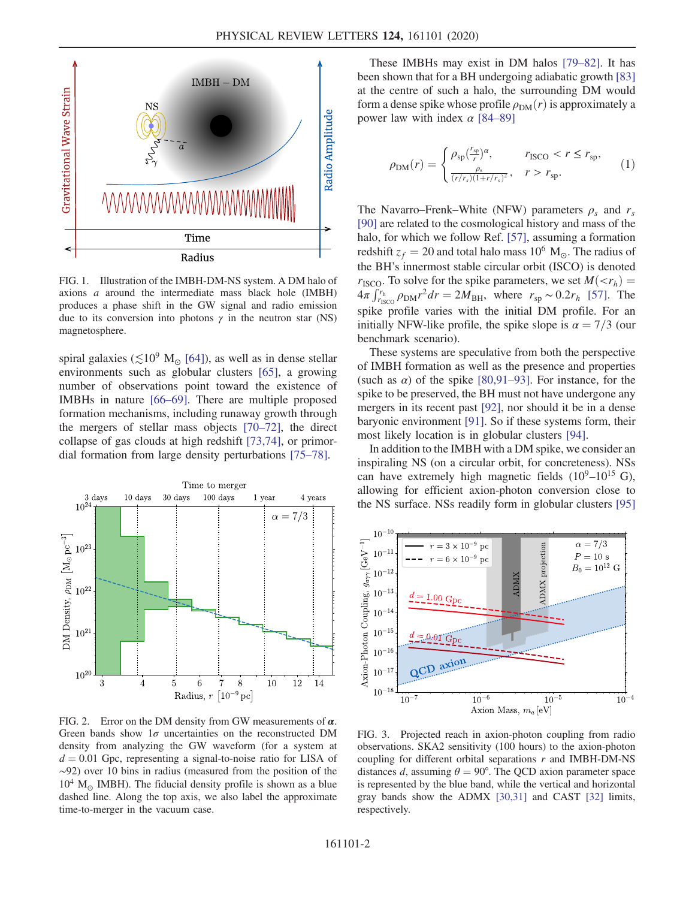FIG. 1. Illustration of the IMBH-DM-NS system. A DM halo of axions $a$ around the intermediate mass black hole (IMBH) produces a phase shift in the GW signal and radio emission due to its conversion into photons $\gamma$ in the neutron star (NS) magnetosphere.

spiral galaxies ($\lesssim 10^9$ M$_\odot$ [64]), as well as in dense stellar environments such as globular clusters [65], a growing number of observations point toward the existence of IMBHs in nature [66–69]. There are multiple proposed formation mechanisms, including runaway growth through the mergers of stellar mass objects [70–72], the direct collapse of gas clouds at high redshift [73,74], or primordial formation from large density perturbations [75–78].

FIG. 2. Error on the DM density from GW measurements of $\boldsymbol{\alpha}$. Green bands show $1\sigma$ uncertainties on the reconstructed DM density from analyzing the GW waveform (for a system at $d = 0.01$ Gpc, representing a signal-to-noise ratio for LISA of $\sim$92) over 10 bins in radius (measured from the position of the $10^4$ M$_\odot$ IMBH). The fiducial density profile is shown as a blue dashed line. Along the top axis, we also label the approximate time-to-merger in the vacuum case.

These IMBHs may exist in DM halos [79–82]. It has been shown that for a BH undergoing adiabatic growth [83] at the centre of such a halo, the surrounding DM would form a dense spike whose profile $\rho_{\rm DM}(r)$ is approximately a power law with index $\alpha$ [84–89]

$$\rho_{\rm DM}(r) = \begin{cases} \rho_{\rm sp}\left(\frac{r_{\rm sp}}{r}\right)^{\alpha}, & r_{\rm ISCO} < r \leq r_{\rm sp}, \\ \frac{\rho_s}{(r/r_s)(1+r/r_s)^2}, & r > r_{\rm sp}. \end{cases} \tag{1}$$

The Navarro–Frenk–White (NFW) parameters $\rho_s$ and $r_s$ [90] are related to the cosmological history and mass of the halo, for which we follow Ref. [57], assuming a formation redshift $z_f = 20$ and total halo mass $10^6$ M$_\odot$. The radius of the BH's innermost stable circular orbit (ISCO) is denoted $r_{\rm ISCO}$. To solve for the spike parameters, we set $M(<r_h) = 4\pi \int_{r_{\rm ISCO}}^{r_h} \rho_{\rm DM} r^2 dr = 2M_{\rm BH}$, where $r_{\rm sp} \sim 0.2 r_h$ [57]. The spike profile varies with the initial DM profile. For an initially NFW-like profile, the spike slope is $\alpha = 7/3$ (our benchmark scenario).

These systems are speculative from both the perspective of IMBH formation as well as the presence and properties (such as $\alpha$) of the spike [80,91–93]. For instance, for the spike to be preserved, the BH must not have undergone any mergers in its recent past [92], nor should it be in a dense baryonic environment [91]. So if these systems form, their most likely location is in globular clusters [94].

In addition to the IMBH with a DM spike, we consider an inspiraling NS (on a circular orbit, for concreteness). NSs can have extremely high magnetic fields ($10^9$–$10^{15}$ G), allowing for efficient axion-photon conversion close to the NS surface. NSs readily form in globular clusters [95]

FIG. 3. Projected reach in axion-photon coupling from radio observations. SKA2 sensitivity (100 hours) to the axion-photon coupling for different orbital separations $r$ and IMBH-DM-NS distances $d$, assuming $\theta = 90°$. The QCD axion parameter space is represented by the blue band, while the vertical and horizontal gray bands show the ADMX [30,31] and CAST [32] limits, respectively.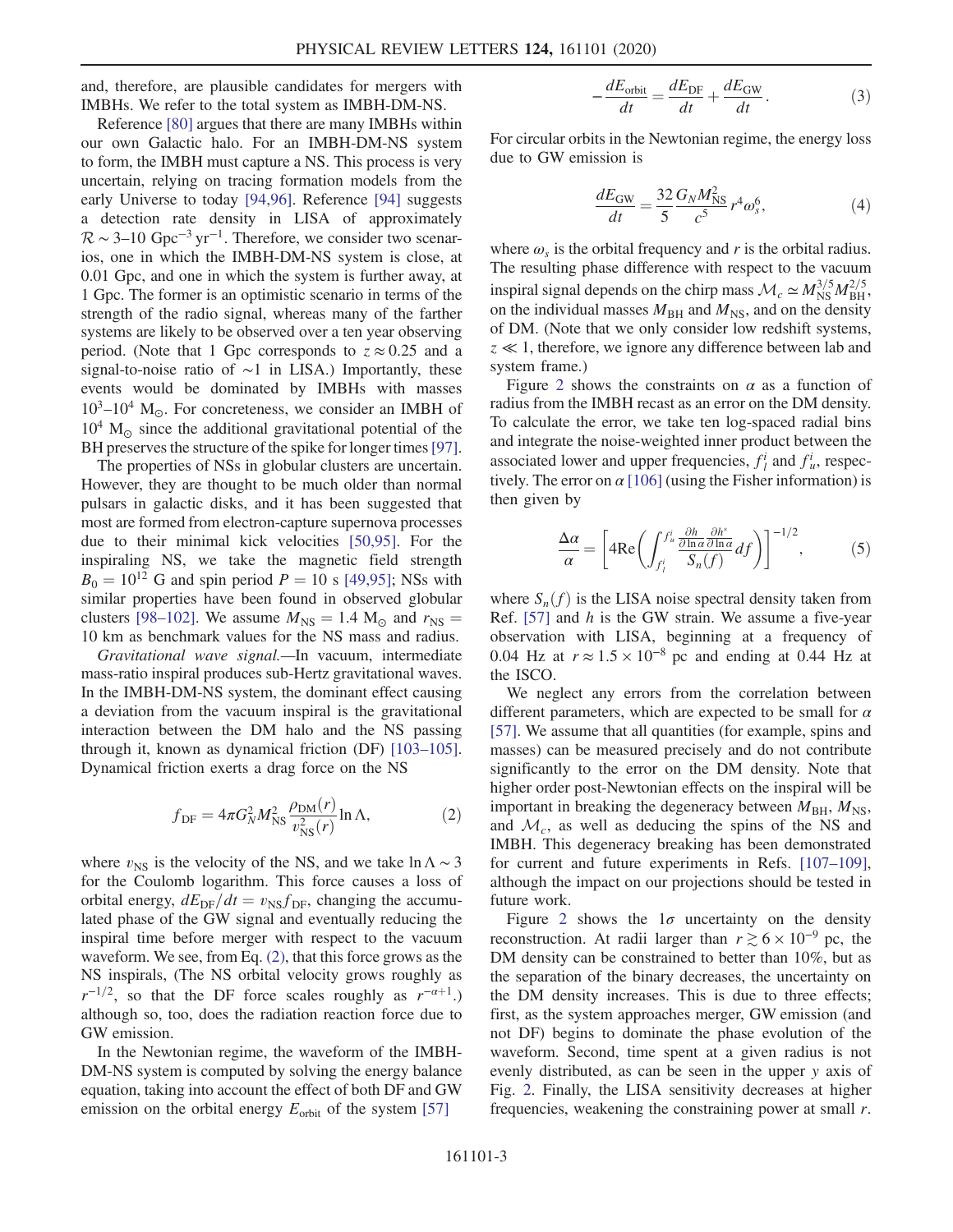and, therefore, are plausible candidates for mergers with IMBHs. We refer to the total system as IMBH-DM-NS.

Reference [80] argues that there are many IMBHs within our own Galactic halo. For an IMBH-DM-NS system to form, the IMBH must capture a NS. This process is very uncertain, relying on tracing formation models from the early Universe to today [94,96]. Reference [94] suggests a detection rate density in LISA of approximately $\mathcal{R} \sim 3$–$10\ \mathrm{Gpc}^{-3}\ \mathrm{yr}^{-1}$. Therefore, we consider two scenarios, one in which the IMBH-DM-NS system is close, at 0.01 Gpc, and one in which the system is further away, at 1 Gpc. The former is an optimistic scenario in terms of the strength of the radio signal, whereas many of the farther systems are likely to be observed over a ten year observing period. (Note that 1 Gpc corresponds to $z \approx 0.25$ and a signal-to-noise ratio of $\sim 1$ in LISA.) Importantly, these events would be dominated by IMBHs with masses $10^3$–$10^4\ \mathrm{M}_\odot$. For concreteness, we consider an IMBH of $10^4\ \mathrm{M}_\odot$ since the additional gravitational potential of the BH preserves the structure of the spike for longer times [97].

The properties of NSs in globular clusters are uncertain. However, they are thought to be much older than normal pulsars in galactic disks, and it has been suggested that most are formed from electron-capture supernova processes due to their minimal kick velocities [50,95]. For the inspiraling NS, we take the magnetic field strength $B_0 = 10^{12}$ G and spin period $P = 10$ s [49,95]; NSs with similar properties have been found in observed globular clusters [98–102]. We assume $M_{\mathrm{NS}} = 1.4\ \mathrm{M}_\odot$ and $r_{\mathrm{NS}} = 10$ km as benchmark values for the NS mass and radius.

*Gravitational wave signal.*—In vacuum, intermediate mass-ratio inspiral produces sub-Hertz gravitational waves. In the IMBH-DM-NS system, the dominant effect causing a deviation from the vacuum inspiral is the gravitational interaction between the DM halo and the NS passing through it, known as dynamical friction (DF) [103–105]. Dynamical friction exerts a drag force on the NS

$$f_{\mathrm{DF}} = 4\pi G_N^2 M_{\mathrm{NS}}^2 \frac{\rho_{\mathrm{DM}}(r)}{v_{\mathrm{NS}}^2(r)} \ln \Lambda, \tag{2}$$

where $v_{\mathrm{NS}}$ is the velocity of the NS, and we take $\ln \Lambda \sim 3$ for the Coulomb logarithm. This force causes a loss of orbital energy, $dE_{\mathrm{DF}}/dt = v_{\mathrm{NS}} f_{\mathrm{DF}}$, changing the accumulated phase of the GW signal and eventually reducing the inspiral time before merger with respect to the vacuum waveform. We see, from Eq. (2), that this force grows as the NS inspirals, (The NS orbital velocity grows roughly as $r^{-1/2}$, so that the DF force scales roughly as $r^{-\alpha+1}$.) although so, too, does the radiation reaction force due to GW emission.

In the Newtonian regime, the waveform of the IMBH-DM-NS system is computed by solving the energy balance equation, taking into account the effect of both DF and GW emission on the orbital energy $E_{\mathrm{orbit}}$ of the system [57]

$$-\frac{dE_{\mathrm{orbit}}}{dt} = \frac{dE_{\mathrm{DF}}}{dt} + \frac{dE_{\mathrm{GW}}}{dt}. \tag{3}$$

For circular orbits in the Newtonian regime, the energy loss due to GW emission is

$$\frac{dE_{\mathrm{GW}}}{dt} = \frac{32}{5} \frac{G_N M_{\mathrm{NS}}^2}{c^5} r^4 \omega_s^6, \tag{4}$$

where $\omega_s$ is the orbital frequency and $r$ is the orbital radius. The resulting phase difference with respect to the vacuum inspiral signal depends on the chirp mass $\mathcal{M}_c \simeq M_{\mathrm{NS}}^{3/5} M_{\mathrm{BH}}^{2/5}$, on the individual masses $M_{\mathrm{BH}}$ and $M_{\mathrm{NS}}$, and on the density of DM. (Note that we only consider low redshift systems, $z \ll 1$, therefore, we ignore any difference between lab and system frame.)

Figure 2 shows the constraints on $\alpha$ as a function of radius from the IMBH recast as an error on the DM density. To calculate the error, we take ten log-spaced radial bins and integrate the noise-weighted inner product between the associated lower and upper frequencies, $f_l^i$ and $f_u^i$, respectively. The error on $\alpha$ [106] (using the Fisher information) is then given by

$$\frac{\Delta\alpha}{\alpha} = \left[ 4\mathrm{Re}\left( \int_{f_l^i}^{f_u^i} \frac{\frac{\partial h}{\partial \ln \alpha} \frac{\partial h^*}{\partial \ln \alpha}}{S_n(f)} df \right) \right]^{-1/2}, \tag{5}$$

where $S_n(f)$ is the LISA noise spectral density taken from Ref. [57] and $h$ is the GW strain. We assume a five-year observation with LISA, beginning at a frequency of 0.04 Hz at $r \approx 1.5 \times 10^{-8}$ pc and ending at 0.44 Hz at the ISCO.

We neglect any errors from the correlation between different parameters, which are expected to be small for $\alpha$ [57]. We assume that all quantities (for example, spins and masses) can be measured precisely and do not contribute significantly to the error on the DM density. Note that higher order post-Newtonian effects on the inspiral will be important in breaking the degeneracy between $M_{\mathrm{BH}}$, $M_{\mathrm{NS}}$, and $\mathcal{M}_c$, as well as deducing the spins of the NS and IMBH. This degeneracy breaking has been demonstrated for current and future experiments in Refs. [107–109], although the impact on our projections should be tested in future work.

Figure 2 shows the $1\sigma$ uncertainty on the density reconstruction. At radii larger than $r \gtrsim 6 \times 10^{-9}$ pc, the DM density can be constrained to better than 10%, but as the separation of the binary decreases, the uncertainty on the DM density increases. This is due to three effects; first, as the system approaches merger, GW emission (and not DF) begins to dominate the phase evolution of the waveform. Second, time spent at a given radius is not evenly distributed, as can be seen in the upper $y$ axis of Fig. 2. Finally, the LISA sensitivity decreases at higher frequencies, weakening the constraining power at small $r$.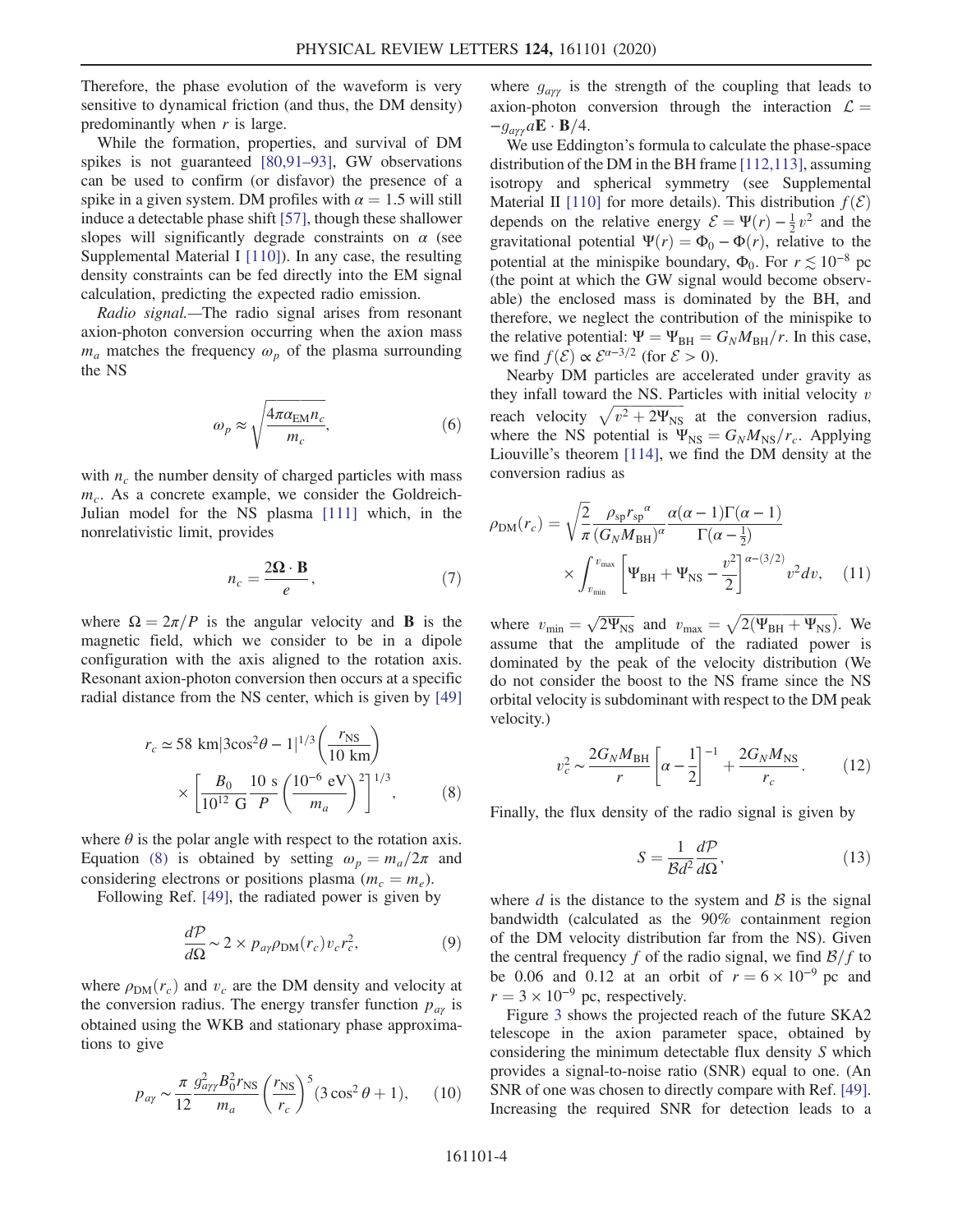Therefore, the phase evolution of the waveform is very sensitive to dynamical friction (and thus, the DM density) predominantly when $r$ is large.

While the formation, properties, and survival of DM spikes is not guaranteed [80,91–93], GW observations can be used to confirm (or disfavor) the presence of a spike in a given system. DM profiles with $\alpha = 1.5$ will still induce a detectable phase shift [57], though these shallower slopes will significantly degrade constraints on $\alpha$ (see Supplemental Material I [110]). In any case, the resulting density constraints can be fed directly into the EM signal calculation, predicting the expected radio emission.

*Radio signal.*—The radio signal arises from resonant axion-photon conversion occurring when the axion mass $m_a$ matches the frequency $\omega_p$ of the plasma surrounding the NS

$$\omega_p \approx \sqrt{\frac{4\pi\alpha_{\rm EM} n_c}{m_c}}, \tag{6}$$

with $n_c$ the number density of charged particles with mass $m_c$. As a concrete example, we consider the Goldreich-Julian model for the NS plasma [111] which, in the nonrelativistic limit, provides

$$n_c = \frac{2\mathbf{\Omega}\cdot\mathbf{B}}{e}, \tag{7}$$

where $\Omega = 2\pi/P$ is the angular velocity and $\mathbf{B}$ is the magnetic field, which we consider to be in a dipole configuration with the axis aligned to the rotation axis. Resonant axion-photon conversion then occurs at a specific radial distance from the NS center, which is given by [49]

$$r_c \simeq 58\ {\rm km}|3\cos^2\theta - 1|^{1/3}\left(\frac{r_{\rm NS}}{10\ {\rm km}}\right) \times \left[\frac{B_0}{10^{12}\ {\rm G}}\frac{10\ {\rm s}}{P}\left(\frac{10^{-6}\ {\rm eV}}{m_a}\right)^2\right]^{1/3}, \tag{8}$$

where $\theta$ is the polar angle with respect to the rotation axis. Equation (8) is obtained by setting $\omega_p = m_a/2\pi$ and considering electrons or positions plasma ($m_c = m_e$).

Following Ref. [49], the radiated power is given by

$$\frac{d\mathcal{P}}{d\Omega} \sim 2 \times p_{a\gamma}\rho_{\rm DM}(r_c)v_c r_c^2, \tag{9}$$

where $\rho_{\rm DM}(r_c)$ and $v_c$ are the DM density and velocity at the conversion radius. The energy transfer function $p_{a\gamma}$ is obtained using the WKB and stationary phase approximations to give

$$p_{a\gamma} \sim \frac{\pi}{12}\frac{g_{a\gamma\gamma}^2 B_0^2 r_{\rm NS}}{m_a}\left(\frac{r_{\rm NS}}{r_c}\right)^5 (3\cos^2\theta + 1), \tag{10}$$

where $g_{a\gamma\gamma}$ is the strength of the coupling that leads to axion-photon conversion through the interaction $\mathcal{L} = -g_{a\gamma\gamma} a\mathbf{E}\cdot\mathbf{B}/4$.

We use Eddington's formula to calculate the phase-space distribution of the DM in the BH frame [112,113], assuming isotropy and spherical symmetry (see Supplemental Material II [110] for more details). This distribution $f(\mathcal{E})$ depends on the relative energy $\mathcal{E} = \Psi(r) - \frac{1}{2}v^2$ and the gravitational potential $\Psi(r) = \Phi_0 - \Phi(r)$, relative to the potential at the minispike boundary, $\Phi_0$. For $r \lesssim 10^{-8}$ pc (the point at which the GW signal would become observable) the enclosed mass is dominated by the BH, and therefore, we neglect the contribution of the minispike to the relative potential: $\Psi = \Psi_{\rm BH} = G_N M_{\rm BH}/r$. In this case, we find $f(\mathcal{E}) \propto \mathcal{E}^{\alpha-3/2}$ (for $\mathcal{E} > 0$).

Nearby DM particles are accelerated under gravity as they infall toward the NS. Particles with initial velocity $v$ reach velocity $\sqrt{v^2 + 2\Psi_{\rm NS}}$ at the conversion radius, where the NS potential is $\Psi_{\rm NS} = G_N M_{\rm NS}/r_c$. Applying Liouville's theorem [114], we find the DM density at the conversion radius as

$$\rho_{\rm DM}(r_c) = \sqrt{\frac{2}{\pi}}\frac{\rho_{\rm sp}{r_{\rm sp}}^\alpha}{(G_N M_{\rm BH})^\alpha}\frac{\alpha(\alpha-1)\Gamma(\alpha-1)}{\Gamma(\alpha-\frac{1}{2})} \times \int_{v_{\rm min}}^{v_{\rm max}}\left[\Psi_{\rm BH} + \Psi_{\rm NS} - \frac{v^2}{2}\right]^{\alpha-(3/2)} v^2 dv, \tag{11}$$

where $v_{\rm min} = \sqrt{2\Psi_{\rm NS}}$ and $v_{\rm max} = \sqrt{2(\Psi_{\rm BH} + \Psi_{\rm NS})}$. We assume that the amplitude of the radiated power is dominated by the peak of the velocity distribution (We do not consider the boost to the NS frame since the NS orbital velocity is subdominant with respect to the DM peak velocity.)

$$v_c^2 \sim \frac{2G_N M_{\rm BH}}{r}\left[\alpha - \frac{1}{2}\right]^{-1} + \frac{2G_N M_{\rm NS}}{r_c}. \tag{12}$$

Finally, the flux density of the radio signal is given by

$$S = \frac{1}{\mathcal{B}d^2}\frac{d\mathcal{P}}{d\Omega}, \tag{13}$$

where $d$ is the distance to the system and $\mathcal{B}$ is the signal bandwidth (calculated as the 90% containment region of the DM velocity distribution far from the NS). Given the central frequency $f$ of the radio signal, we find $\mathcal{B}/f$ to be 0.06 and 0.12 at an orbit of $r = 6\times 10^{-9}$ pc and $r = 3\times 10^{-9}$ pc, respectively.

Figure 3 shows the projected reach of the future SKA2 telescope in the axion parameter space, obtained by considering the minimum detectable flux density $S$ which provides a signal-to-noise ratio (SNR) equal to one. (An SNR of one was chosen to directly compare with Ref. [49]. Increasing the required SNR for detection leads to a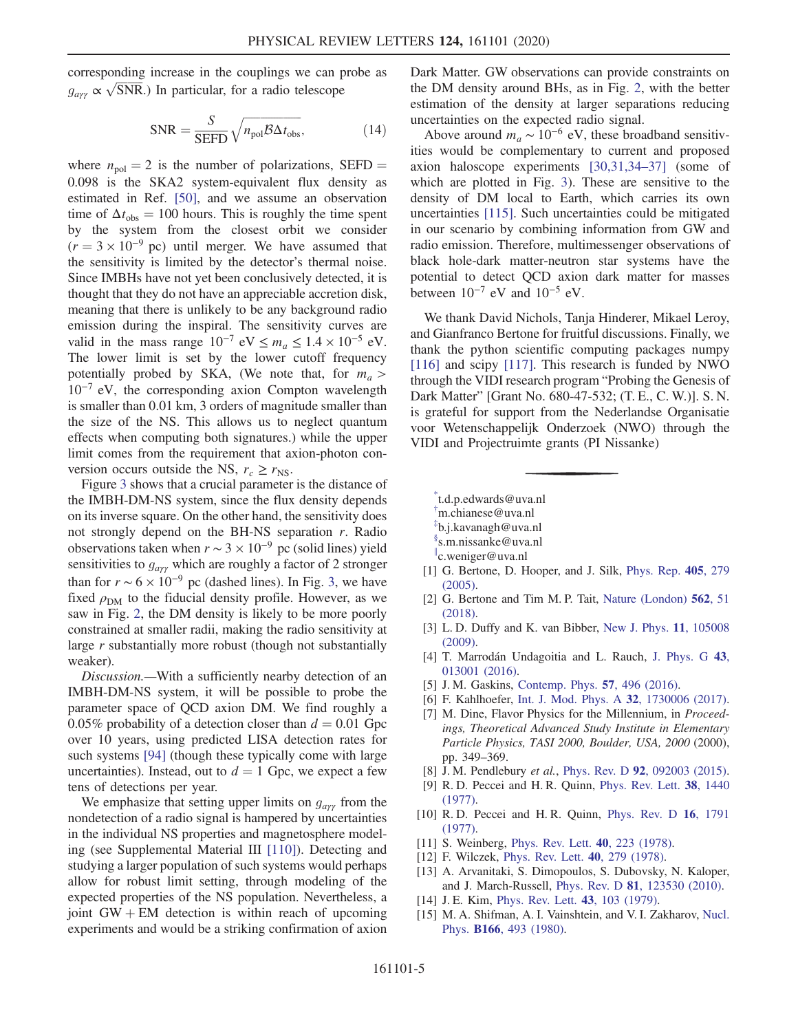corresponding increase in the couplings we can probe as $g_{a\gamma\gamma} \propto \sqrt{\mathrm{SNR}}$.) In particular, for a radio telescope

$$\mathrm{SNR} = \frac{S}{\mathrm{SEFD}}\sqrt{n_{\mathrm{pol}}\mathcal{B}\Delta t_{\mathrm{obs}}}, \tag{14}$$

where $n_{\mathrm{pol}} = 2$ is the number of polarizations, SEFD = 0.098 is the SKA2 system-equivalent flux density as estimated in Ref. [50], and we assume an observation time of $\Delta t_{\mathrm{obs}} = 100$ hours. This is roughly the time spent by the system from the closest orbit we consider ($r = 3 \times 10^{-9}$ pc) until merger. We have assumed that the sensitivity is limited by the detector's thermal noise. Since IMBHs have not yet been conclusively detected, it is thought that they do not have an appreciable accretion disk, meaning that there is unlikely to be any background radio emission during the inspiral. The sensitivity curves are valid in the mass range $10^{-7}$ eV $\leq m_a \leq 1.4 \times 10^{-5}$ eV. The lower limit is set by the lower cutoff frequency potentially probed by SKA, (We note that, for $m_a > 10^{-7}$ eV, the corresponding axion Compton wavelength is smaller than 0.01 km, 3 orders of magnitude smaller than the size of the NS. This allows us to neglect quantum effects when computing both signatures.) while the upper limit comes from the requirement that axion-photon conversion occurs outside the NS, $r_c \geq r_{\mathrm{NS}}$.

Figure 3 shows that a crucial parameter is the distance of the IMBH-DM-NS system, since the flux density depends on its inverse square. On the other hand, the sensitivity does not strongly depend on the BH-NS separation $r$. Radio observations taken when $r \sim 3 \times 10^{-9}$ pc (solid lines) yield sensitivities to $g_{a\gamma\gamma}$ which are roughly a factor of 2 stronger than for $r \sim 6 \times 10^{-9}$ pc (dashed lines). In Fig. 3, we have fixed $\rho_{\mathrm{DM}}$ to the fiducial density profile. However, as we saw in Fig. 2, the DM density is likely to be more poorly constrained at smaller radii, making the radio sensitivity at large $r$ substantially more robust (though not substantially weaker).

*Discussion.*—With a sufficiently nearby detection of an IMBH-DM-NS system, it will be possible to probe the parameter space of QCD axion DM. We find roughly a 0.05% probability of a detection closer than $d = 0.01$ Gpc over 10 years, using predicted LISA detection rates for such systems [94] (though these typically come with large uncertainties). Instead, out to $d = 1$ Gpc, we expect a few tens of detections per year.

We emphasize that setting upper limits on $g_{a\gamma\gamma}$ from the nondetection of a radio signal is hampered by uncertainties in the individual NS properties and magnetosphere modeling (see Supplemental Material III [110]). Detecting and studying a larger population of such systems would perhaps allow for robust limit setting, through modeling of the expected properties of the NS population. Nevertheless, a joint GW + EM detection is within reach of upcoming experiments and would be a striking confirmation of axion Dark Matter. GW observations can provide constraints on the DM density around BHs, as in Fig. 2, with the better estimation of the density at larger separations reducing uncertainties on the expected radio signal.

Above around $m_a \sim 10^{-6}$ eV, these broadband sensitivities would be complementary to current and proposed axion haloscope experiments [30,31,34–37] (some of which are plotted in Fig. 3). These are sensitive to the density of DM local to Earth, which carries its own uncertainties [115]. Such uncertainties could be mitigated in our scenario by combining information from GW and radio emission. Therefore, multimessenger observations of black hole-dark matter-neutron star systems have the potential to detect QCD axion dark matter for masses between $10^{-7}$ eV and $10^{-5}$ eV.

We thank David Nichols, Tanja Hinderer, Mikael Leroy, and Gianfranco Bertone for fruitful discussions. Finally, we thank the python scientific computing packages numpy [116] and scipy [117]. This research is funded by NWO through the VIDI research program "Probing the Genesis of Dark Matter" [Grant No. 680-47-532; (T. E., C. W.)]. S. N. is grateful for support from the Nederlandse Organisatie voor Wetenschappelijk Onderzoek (NWO) through the VIDI and Projectruimte grants (PI Nissanke)

---

[*] t.d.p.edwards@uva.nl
[†] m.chianese@uva.nl
[‡] b.j.kavanagh@uva.nl
[§] s.m.nissanke@uva.nl
[∥] c.weniger@uva.nl

[1] G. Bertone, D. Hooper, and J. Silk, Phys. Rep. **405**, 279 (2005).
[2] G. Bertone and Tim M. P. Tait, Nature (London) **562**, 51 (2018).
[3] L. D. Duffy and K. van Bibber, New J. Phys. **11**, 105008 (2009).
[4] T. Marrodán Undagoitia and L. Rauch, J. Phys. G **43**, 013001 (2016).
[5] J. M. Gaskins, Contemp. Phys. **57**, 496 (2016).
[6] F. Kahlhoefer, Int. J. Mod. Phys. A **32**, 1730006 (2017).
[7] M. Dine, Flavor Physics for the Millennium, in *Proceedings, Theoretical Advanced Study Institute in Elementary Particle Physics, TASI 2000, Boulder, USA, 2000* (2000), pp. 349–369.
[8] J. M. Pendlebury *et al.*, Phys. Rev. D **92**, 092003 (2015).
[9] R. D. Peccei and H. R. Quinn, Phys. Rev. Lett. **38**, 1440 (1977).
[10] R. D. Peccei and H. R. Quinn, Phys. Rev. D **16**, 1791 (1977).
[11] S. Weinberg, Phys. Rev. Lett. **40**, 223 (1978).
[12] F. Wilczek, Phys. Rev. Lett. **40**, 279 (1978).
[13] A. Arvanitaki, S. Dimopoulos, S. Dubovsky, N. Kaloper, and J. March-Russell, Phys. Rev. D **81**, 123530 (2010).
[14] J. E. Kim, Phys. Rev. Lett. **43**, 103 (1979).
[15] M. A. Shifman, A. I. Vainshtein, and V. I. Zakharov, Nucl. Phys. **B166**, 493 (1980).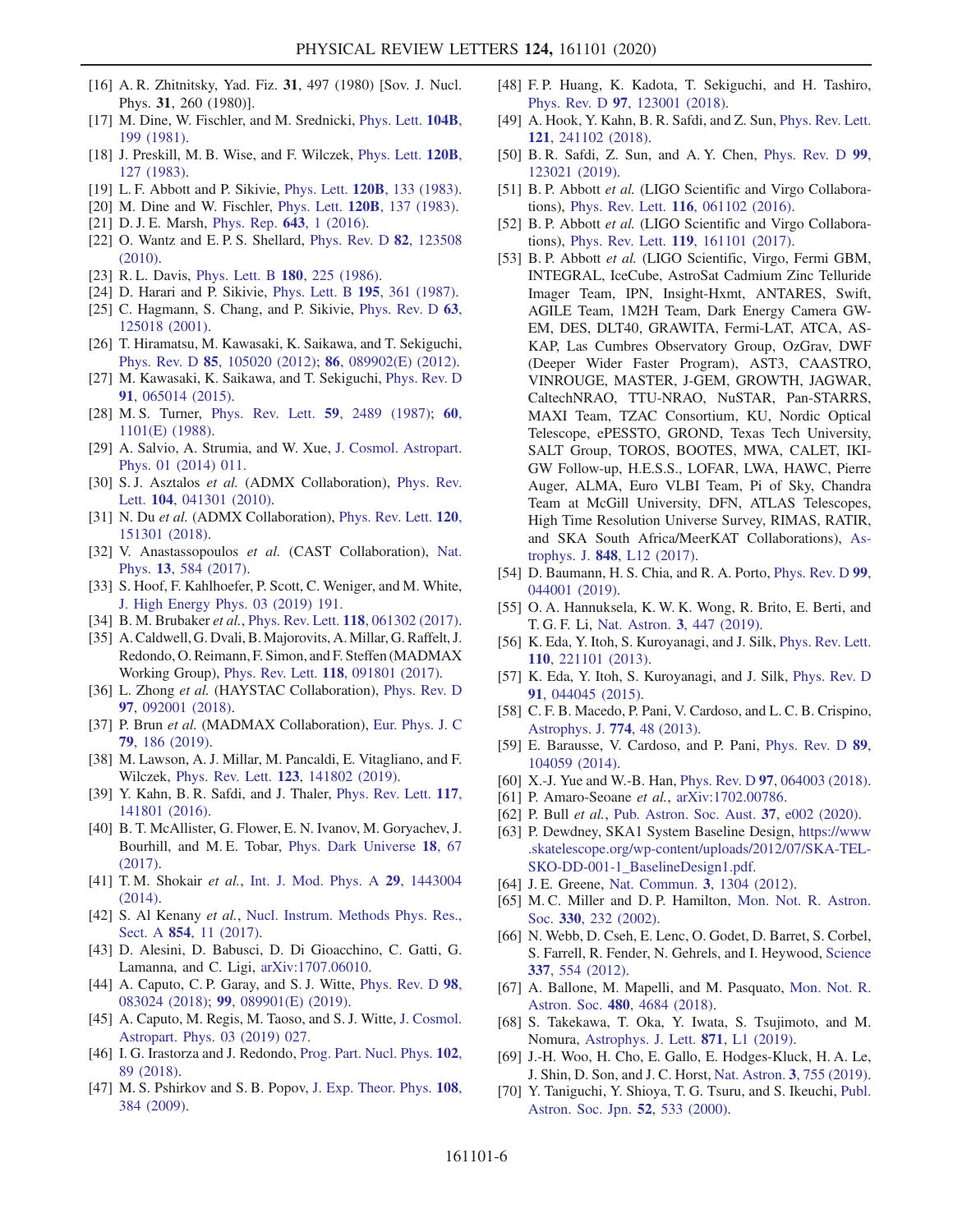[16] A. R. Zhitnitsky, Yad. Fiz. **31**, 497 (1980) [Sov. J. Nucl. Phys. **31**, 260 (1980)].

[17] M. Dine, W. Fischler, and M. Srednicki, Phys. Lett. **104B**, 199 (1981).

[18] J. Preskill, M. B. Wise, and F. Wilczek, Phys. Lett. **120B**, 127 (1983).

[19] L. F. Abbott and P. Sikivie, Phys. Lett. **120B**, 133 (1983).

[20] M. Dine and W. Fischler, Phys. Lett. **120B**, 137 (1983).

[21] D. J. E. Marsh, Phys. Rep. **643**, 1 (2016).

[22] O. Wantz and E. P. S. Shellard, Phys. Rev. D **82**, 123508 (2010).

[23] R. L. Davis, Phys. Lett. B **180**, 225 (1986).

[24] D. Harari and P. Sikivie, Phys. Lett. B **195**, 361 (1987).

[25] C. Hagmann, S. Chang, and P. Sikivie, Phys. Rev. D **63**, 125018 (2001).

[26] T. Hiramatsu, M. Kawasaki, K. Saikawa, and T. Sekiguchi, Phys. Rev. D **85**, 105020 (2012); **86**, 089902(E) (2012).

[27] M. Kawasaki, K. Saikawa, and T. Sekiguchi, Phys. Rev. D **91**, 065014 (2015).

[28] M. S. Turner, Phys. Rev. Lett. **59**, 2489 (1987); **60**, 1101(E) (1988).

[29] A. Salvio, A. Strumia, and W. Xue, J. Cosmol. Astropart. Phys. 01 (2014) 011.

[30] S. J. Asztalos *et al.* (ADMX Collaboration), Phys. Rev. Lett. **104**, 041301 (2010).

[31] N. Du *et al.* (ADMX Collaboration), Phys. Rev. Lett. **120**, 151301 (2018).

[32] V. Anastassopoulos *et al.* (CAST Collaboration), Nat. Phys. **13**, 584 (2017).

[33] S. Hoof, F. Kahlhoefer, P. Scott, C. Weniger, and M. White, J. High Energy Phys. 03 (2019) 191.

[34] B. M. Brubaker *et al.*, Phys. Rev. Lett. **118**, 061302 (2017).

[35] A. Caldwell, G. Dvali, B. Majorovits, A. Millar, G. Raffelt, J. Redondo, O. Reimann, F. Simon, and F. Steffen (MADMAX Working Group), Phys. Rev. Lett. **118**, 091801 (2017).

[36] L. Zhong *et al.* (HAYSTAC Collaboration), Phys. Rev. D **97**, 092001 (2018).

[37] P. Brun *et al.* (MADMAX Collaboration), Eur. Phys. J. C **79**, 186 (2019).

[38] M. Lawson, A. J. Millar, M. Pancaldi, E. Vitagliano, and F. Wilczek, Phys. Rev. Lett. **123**, 141802 (2019).

[39] Y. Kahn, B. R. Safdi, and J. Thaler, Phys. Rev. Lett. **117**, 141801 (2016).

[40] B. T. McAllister, G. Flower, E. N. Ivanov, M. Goryachev, J. Bourhill, and M. E. Tobar, Phys. Dark Universe **18**, 67 (2017).

[41] T. M. Shokair *et al.*, Int. J. Mod. Phys. A **29**, 1443004 (2014).

[42] S. Al Kenany *et al.*, Nucl. Instrum. Methods Phys. Res., Sect. A **854**, 11 (2017).

[43] D. Alesini, D. Babusci, D. Di Gioacchino, C. Gatti, G. Lamanna, and C. Ligi, arXiv:1707.06010.

[44] A. Caputo, C. P. Garay, and S. J. Witte, Phys. Rev. D **98**, 083024 (2018); **99**, 089901(E) (2019).

[45] A. Caputo, M. Regis, M. Taoso, and S. J. Witte, J. Cosmol. Astropart. Phys. 03 (2019) 027.

[46] I. G. Irastorza and J. Redondo, Prog. Part. Nucl. Phys. **102**, 89 (2018).

[47] M. S. Pshirkov and S. B. Popov, J. Exp. Theor. Phys. **108**, 384 (2009).

[48] F. P. Huang, K. Kadota, T. Sekiguchi, and H. Tashiro, Phys. Rev. D **97**, 123001 (2018).

[49] A. Hook, Y. Kahn, B. R. Safdi, and Z. Sun, Phys. Rev. Lett. **121**, 241102 (2018).

[50] B. R. Safdi, Z. Sun, and A. Y. Chen, Phys. Rev. D **99**, 123021 (2019).

[51] B. P. Abbott *et al.* (LIGO Scientific and Virgo Collaborations), Phys. Rev. Lett. **116**, 061102 (2016).

[52] B. P. Abbott *et al.* (LIGO Scientific and Virgo Collaborations), Phys. Rev. Lett. **119**, 161101 (2017).

[53] B. P. Abbott *et al.* (LIGO Scientific, Virgo, Fermi GBM, INTEGRAL, IceCube, AstroSat Cadmium Zinc Telluride Imager Team, IPN, Insight-Hxmt, ANTARES, Swift, AGILE Team, 1M2H Team, Dark Energy Camera GW-EM, DES, DLT40, GRAWITA, Fermi-LAT, ATCA, ASKAP, Las Cumbres Observatory Group, OzGrav, DWF (Deeper Wider Faster Program), AST3, CAASTRO, VINROUGE, MASTER, J-GEM, GROWTH, JAGWAR, CaltechNRAO, TTU-NRAO, NuSTAR, Pan-STARRS, MAXI Team, TZAC Consortium, KU, Nordic Optical Telescope, ePESSTO, GROND, Texas Tech University, SALT Group, TOROS, BOOTES, MWA, CALET, IKI-GW Follow-up, H.E.S.S., LOFAR, LWA, HAWC, Pierre Auger, ALMA, Euro VLBI Team, Pi of Sky, Chandra Team at McGill University, DFN, ATLAS Telescopes, High Time Resolution Universe Survey, RIMAS, RATIR, and SKA South Africa/MeerKAT Collaborations), Astrophys. J. **848**, L12 (2017).

[54] D. Baumann, H. S. Chia, and R. A. Porto, Phys. Rev. D **99**, 044001 (2019).

[55] O. A. Hannuksela, K. W. K. Wong, R. Brito, E. Berti, and T. G. F. Li, Nat. Astron. **3**, 447 (2019).

[56] K. Eda, Y. Itoh, S. Kuroyanagi, and J. Silk, Phys. Rev. Lett. **110**, 221101 (2013).

[57] K. Eda, Y. Itoh, S. Kuroyanagi, and J. Silk, Phys. Rev. D **91**, 044045 (2015).

[58] C. F. B. Macedo, P. Pani, V. Cardoso, and L. C. B. Crispino, Astrophys. J. **774**, 48 (2013).

[59] E. Barausse, V. Cardoso, and P. Pani, Phys. Rev. D **89**, 104059 (2014).

[60] X.-J. Yue and W.-B. Han, Phys. Rev. D **97**, 064003 (2018).

[61] P. Amaro-Seoane *et al.*, arXiv:1702.00786.

[62] P. Bull *et al.*, Pub. Astron. Soc. Aust. **37**, e002 (2020).

[63] P. Dewdney, SKA1 System Baseline Design, https://www.skatelescope.org/wp-content/uploads/2012/07/SKA-TEL-SKO-DD-001-1_BaselineDesign1.pdf.

[64] J. E. Greene, Nat. Commun. **3**, 1304 (2012).

[65] M. C. Miller and D. P. Hamilton, Mon. Not. R. Astron. Soc. **330**, 232 (2002).

[66] N. Webb, D. Cseh, E. Lenc, O. Godet, D. Barret, S. Corbel, S. Farrell, R. Fender, N. Gehrels, and I. Heywood, Science **337**, 554 (2012).

[67] A. Ballone, M. Mapelli, and M. Pasquato, Mon. Not. R. Astron. Soc. **480**, 4684 (2018).

[68] S. Takekawa, T. Oka, Y. Iwata, S. Tsujimoto, and M. Nomura, Astrophys. J. Lett. **871**, L1 (2019).

[69] J.-H. Woo, H. Cho, E. Gallo, E. Hodges-Kluck, H. A. Le, J. Shin, D. Son, and J. C. Horst, Nat. Astron. **3**, 755 (2019).

[70] Y. Taniguchi, Y. Shioya, T. G. Tsuru, and S. Ikeuchi, Publ. Astron. Soc. Jpn. **52**, 533 (2000).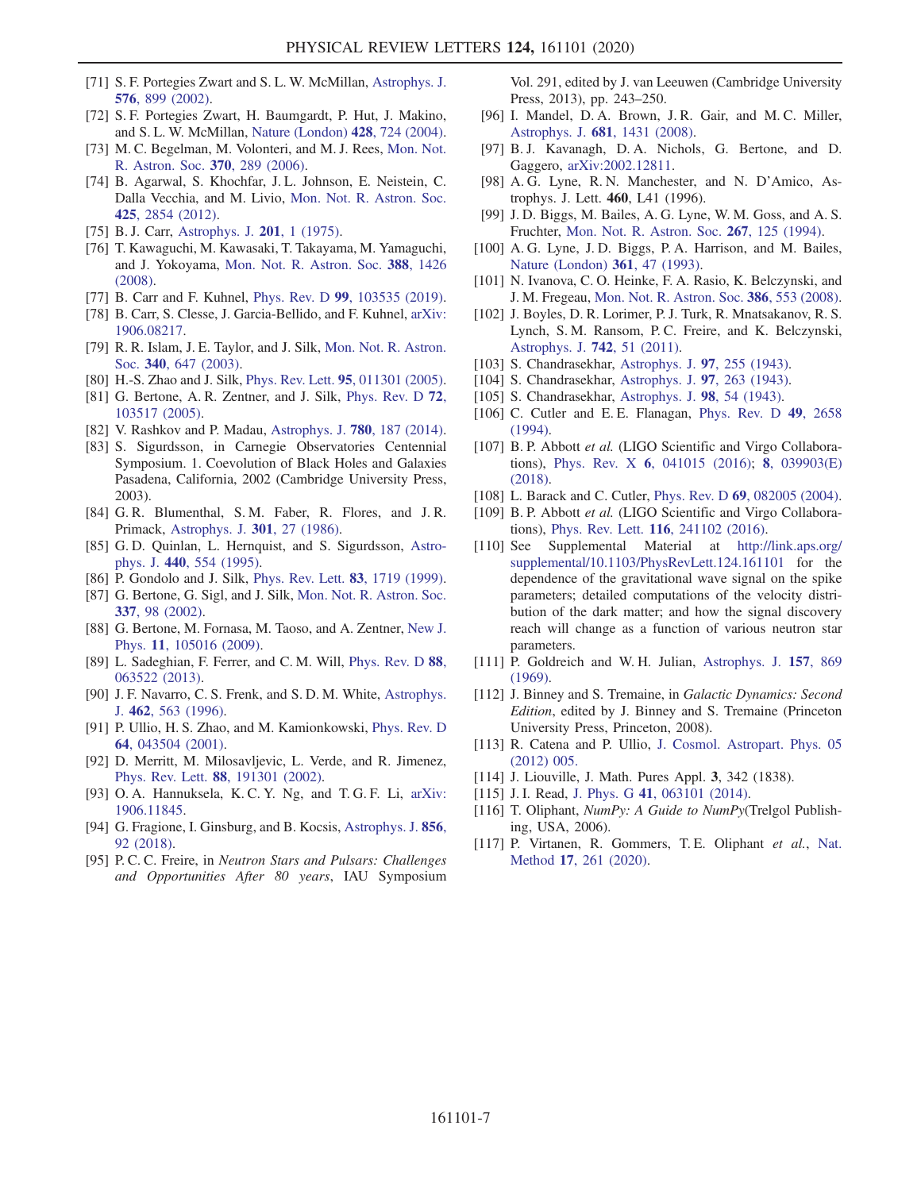[71] S. F. Portegies Zwart and S. L. W. McMillan, Astrophys. J. **576**, 899 (2002).

[72] S. F. Portegies Zwart, H. Baumgardt, P. Hut, J. Makino, and S. L. W. McMillan, Nature (London) **428**, 724 (2004).

[73] M. C. Begelman, M. Volonteri, and M. J. Rees, Mon. Not. R. Astron. Soc. **370**, 289 (2006).

[74] B. Agarwal, S. Khochfar, J. L. Johnson, E. Neistein, C. Dalla Vecchia, and M. Livio, Mon. Not. R. Astron. Soc. **425**, 2854 (2012).

[75] B. J. Carr, Astrophys. J. **201**, 1 (1975).

[76] T. Kawaguchi, M. Kawasaki, T. Takayama, M. Yamaguchi, and J. Yokoyama, Mon. Not. R. Astron. Soc. **388**, 1426 (2008).

[77] B. Carr and F. Kuhnel, Phys. Rev. D **99**, 103535 (2019).

[78] B. Carr, S. Clesse, J. Garcia-Bellido, and F. Kuhnel, arXiv: 1906.08217.

[79] R. R. Islam, J. E. Taylor, and J. Silk, Mon. Not. R. Astron. Soc. **340**, 647 (2003).

[80] H.-S. Zhao and J. Silk, Phys. Rev. Lett. **95**, 011301 (2005).

[81] G. Bertone, A. R. Zentner, and J. Silk, Phys. Rev. D **72**, 103517 (2005).

[82] V. Rashkov and P. Madau, Astrophys. J. **780**, 187 (2014).

[83] S. Sigurdsson, in Carnegie Observatories Centennial Symposium. 1. Coevolution of Black Holes and Galaxies Pasadena, California, 2002 (Cambridge University Press, 2003).

[84] G. R. Blumenthal, S. M. Faber, R. Flores, and J. R. Primack, Astrophys. J. **301**, 27 (1986).

[85] G. D. Quinlan, L. Hernquist, and S. Sigurdsson, Astrophys. J. **440**, 554 (1995).

[86] P. Gondolo and J. Silk, Phys. Rev. Lett. **83**, 1719 (1999).

[87] G. Bertone, G. Sigl, and J. Silk, Mon. Not. R. Astron. Soc. **337**, 98 (2002).

[88] G. Bertone, M. Fornasa, M. Taoso, and A. Zentner, New J. Phys. **11**, 105016 (2009).

[89] L. Sadeghian, F. Ferrer, and C. M. Will, Phys. Rev. D **88**, 063522 (2013).

[90] J. F. Navarro, C. S. Frenk, and S. D. M. White, Astrophys. J. **462**, 563 (1996).

[91] P. Ullio, H. S. Zhao, and M. Kamionkowski, Phys. Rev. D **64**, 043504 (2001).

[92] D. Merritt, M. Milosavljevic, L. Verde, and R. Jimenez, Phys. Rev. Lett. **88**, 191301 (2002).

[93] O. A. Hannuksela, K. C. Y. Ng, and T. G. F. Li, arXiv: 1906.11845.

[94] G. Fragione, I. Ginsburg, and B. Kocsis, Astrophys. J. **856**, 92 (2018).

[95] P. C. C. Freire, in *Neutron Stars and Pulsars: Challenges and Opportunities After 80 years*, IAU Symposium Vol. 291, edited by J. van Leeuwen (Cambridge University Press, 2013), pp. 243–250.

[96] I. Mandel, D. A. Brown, J. R. Gair, and M. C. Miller, Astrophys. J. **681**, 1431 (2008).

[97] B. J. Kavanagh, D. A. Nichols, G. Bertone, and D. Gaggero, arXiv:2002.12811.

[98] A. G. Lyne, R. N. Manchester, and N. D'Amico, Astrophys. J. Lett. **460**, L41 (1996).

[99] J. D. Biggs, M. Bailes, A. G. Lyne, W. M. Goss, and A. S. Fruchter, Mon. Not. R. Astron. Soc. **267**, 125 (1994).

[100] A. G. Lyne, J. D. Biggs, P. A. Harrison, and M. Bailes, Nature (London) **361**, 47 (1993).

[101] N. Ivanova, C. O. Heinke, F. A. Rasio, K. Belczynski, and J. M. Fregeau, Mon. Not. R. Astron. Soc. **386**, 553 (2008).

[102] J. Boyles, D. R. Lorimer, P. J. Turk, R. Mnatsakanov, R. S. Lynch, S. M. Ransom, P. C. Freire, and K. Belczynski, Astrophys. J. **742**, 51 (2011).

[103] S. Chandrasekhar, Astrophys. J. **97**, 255 (1943).

[104] S. Chandrasekhar, Astrophys. J. **97**, 263 (1943).

[105] S. Chandrasekhar, Astrophys. J. **98**, 54 (1943).

[106] C. Cutler and E. E. Flanagan, Phys. Rev. D **49**, 2658 (1994).

[107] B. P. Abbott *et al.* (LIGO Scientific and Virgo Collaborations), Phys. Rev. X **6**, 041015 (2016); **8**, 039903(E) (2018).

[108] L. Barack and C. Cutler, Phys. Rev. D **69**, 082005 (2004).

[109] B. P. Abbott *et al.* (LIGO Scientific and Virgo Collaborations), Phys. Rev. Lett. **116**, 241102 (2016).

[110] See Supplemental Material at http://link.aps.org/supplemental/10.1103/PhysRevLett.124.161101 for the dependence of the gravitational wave signal on the spike parameters; detailed computations of the velocity distribution of the dark matter; and how the signal discovery reach will change as a function of various neutron star parameters.

[111] P. Goldreich and W. H. Julian, Astrophys. J. **157**, 869 (1969).

[112] J. Binney and S. Tremaine, in *Galactic Dynamics: Second Edition*, edited by J. Binney and S. Tremaine (Princeton University Press, Princeton, 2008).

[113] R. Catena and P. Ullio, J. Cosmol. Astropart. Phys. 05 (2012) 005.

[114] J. Liouville, J. Math. Pures Appl. **3**, 342 (1838).

[115] J. I. Read, J. Phys. G **41**, 063101 (2014).

[116] T. Oliphant, *NumPy: A Guide to NumPy*(Trelgol Publishing, USA, 2006).

[117] P. Virtanen, R. Gommers, T. E. Oliphant *et al.*, Nat. Method **17**, 261 (2020).